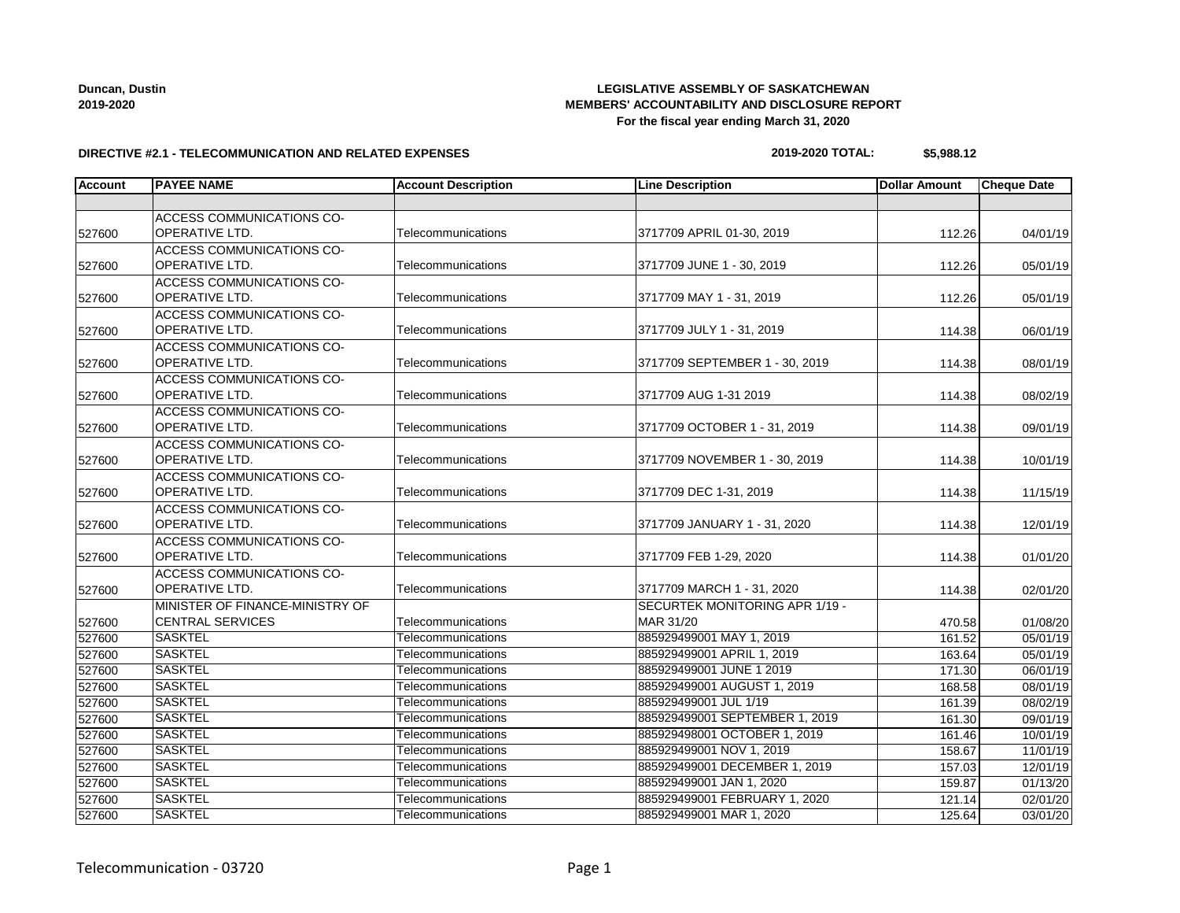**Duncan, Dustin**
**2019-2020**

**LEGISLATIVE ASSEMBLY OF SASKATCHEWAN**
**MEMBERS' ACCOUNTABILITY AND DISCLOSURE REPORT**
**For the fiscal year ending March 31, 2020**

**DIRECTIVE #2.1 - TELECOMMUNICATION AND RELATED EXPENSES**

**2019-2020 TOTAL: $5,988.12**

| Account | PAYEE NAME | Account Description | Line Description | Dollar Amount | Cheque Date |
|---|---|---|---|---|---|
| | | | | | |
| 527600 | ACCESS COMMUNICATIONS CO-OPERATIVE LTD. | Telecommunications | 3717709 APRIL 01-30, 2019 | 112.26 | 04/01/19 |
| 527600 | ACCESS COMMUNICATIONS CO-OPERATIVE LTD. | Telecommunications | 3717709 JUNE 1 - 30, 2019 | 112.26 | 05/01/19 |
| 527600 | ACCESS COMMUNICATIONS CO-OPERATIVE LTD. | Telecommunications | 3717709 MAY 1 - 31, 2019 | 112.26 | 05/01/19 |
| 527600 | ACCESS COMMUNICATIONS CO-OPERATIVE LTD. | Telecommunications | 3717709 JULY 1 - 31, 2019 | 114.38 | 06/01/19 |
| 527600 | ACCESS COMMUNICATIONS CO-OPERATIVE LTD. | Telecommunications | 3717709 SEPTEMBER 1 - 30, 2019 | 114.38 | 08/01/19 |
| 527600 | ACCESS COMMUNICATIONS CO-OPERATIVE LTD. | Telecommunications | 3717709 AUG 1-31 2019 | 114.38 | 08/02/19 |
| 527600 | ACCESS COMMUNICATIONS CO-OPERATIVE LTD. | Telecommunications | 3717709 OCTOBER 1 - 31, 2019 | 114.38 | 09/01/19 |
| 527600 | ACCESS COMMUNICATIONS CO-OPERATIVE LTD. | Telecommunications | 3717709 NOVEMBER 1 - 30, 2019 | 114.38 | 10/01/19 |
| 527600 | ACCESS COMMUNICATIONS CO-OPERATIVE LTD. | Telecommunications | 3717709 DEC 1-31, 2019 | 114.38 | 11/15/19 |
| 527600 | ACCESS COMMUNICATIONS CO-OPERATIVE LTD. | Telecommunications | 3717709 JANUARY 1 - 31, 2020 | 114.38 | 12/01/19 |
| 527600 | ACCESS COMMUNICATIONS CO-OPERATIVE LTD. | Telecommunications | 3717709 FEB 1-29, 2020 | 114.38 | 01/01/20 |
| 527600 | ACCESS COMMUNICATIONS CO-OPERATIVE LTD. | Telecommunications | 3717709 MARCH 1 - 31, 2020 | 114.38 | 02/01/20 |
| 527600 | MINISTER OF FINANCE-MINISTRY OF CENTRAL SERVICES | Telecommunications | SECURTEK MONITORING APR 1/19 - MAR 31/20 | 470.58 | 01/08/20 |
| 527600 | SASKTEL | Telecommunications | 885929499001 MAY 1, 2019 | 161.52 | 05/01/19 |
| 527600 | SASKTEL | Telecommunications | 885929499001 APRIL 1, 2019 | 163.64 | 05/01/19 |
| 527600 | SASKTEL | Telecommunications | 885929499001 JUNE 1 2019 | 171.30 | 06/01/19 |
| 527600 | SASKTEL | Telecommunications | 885929499001 AUGUST 1, 2019 | 168.58 | 08/01/19 |
| 527600 | SASKTEL | Telecommunications | 885929499001 JUL 1/19 | 161.39 | 08/02/19 |
| 527600 | SASKTEL | Telecommunications | 885929499001 SEPTEMBER 1, 2019 | 161.30 | 09/01/19 |
| 527600 | SASKTEL | Telecommunications | 885929498001 OCTOBER 1, 2019 | 161.46 | 10/01/19 |
| 527600 | SASKTEL | Telecommunications | 885929499001 NOV 1, 2019 | 158.67 | 11/01/19 |
| 527600 | SASKTEL | Telecommunications | 885929499001 DECEMBER 1, 2019 | 157.03 | 12/01/19 |
| 527600 | SASKTEL | Telecommunications | 885929499001 JAN 1, 2020 | 159.87 | 01/13/20 |
| 527600 | SASKTEL | Telecommunications | 885929499001 FEBRUARY 1, 2020 | 121.14 | 02/01/20 |
| 527600 | SASKTEL | Telecommunications | 885929499001 MAR 1, 2020 | 125.64 | 03/01/20 |

Telecommunication - 03720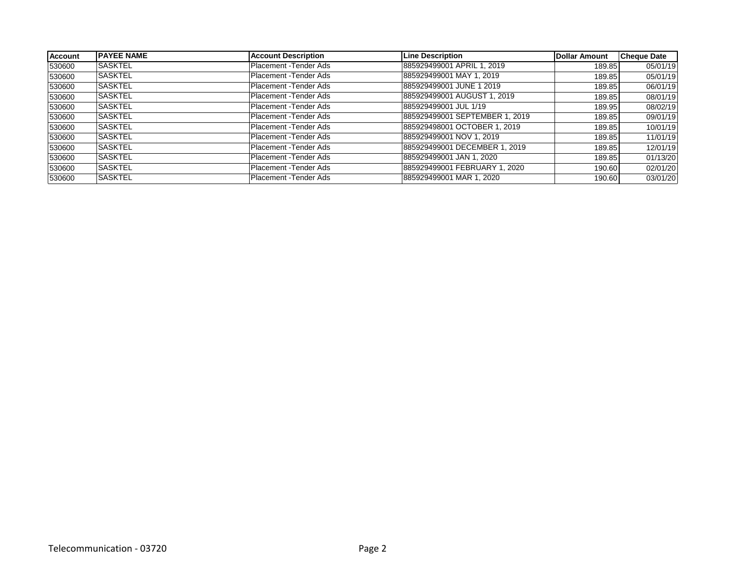| Account | PAYEE NAME | Account Description | Line Description | Dollar Amount | Cheque Date |
|---|---|---|---|---|---|
| 530600 | SASKTEL | Placement -Tender Ads | 885929499001 APRIL 1, 2019 | 189.85 | 05/01/19 |
| 530600 | SASKTEL | Placement -Tender Ads | 885929499001 MAY 1, 2019 | 189.85 | 05/01/19 |
| 530600 | SASKTEL | Placement -Tender Ads | 885929499001 JUNE 1 2019 | 189.85 | 06/01/19 |
| 530600 | SASKTEL | Placement -Tender Ads | 885929499001 AUGUST 1, 2019 | 189.85 | 08/01/19 |
| 530600 | SASKTEL | Placement -Tender Ads | 885929499001 JUL 1/19 | 189.95 | 08/02/19 |
| 530600 | SASKTEL | Placement -Tender Ads | 885929499001 SEPTEMBER 1, 2019 | 189.85 | 09/01/19 |
| 530600 | SASKTEL | Placement -Tender Ads | 885929498001 OCTOBER 1, 2019 | 189.85 | 10/01/19 |
| 530600 | SASKTEL | Placement -Tender Ads | 885929499001 NOV 1, 2019 | 189.85 | 11/01/19 |
| 530600 | SASKTEL | Placement -Tender Ads | 885929499001 DECEMBER 1, 2019 | 189.85 | 12/01/19 |
| 530600 | SASKTEL | Placement -Tender Ads | 885929499001 JAN 1, 2020 | 189.85 | 01/13/20 |
| 530600 | SASKTEL | Placement -Tender Ads | 885929499001 FEBRUARY 1, 2020 | 190.60 | 02/01/20 |
| 530600 | SASKTEL | Placement -Tender Ads | 885929499001 MAR 1, 2020 | 190.60 | 03/01/20 |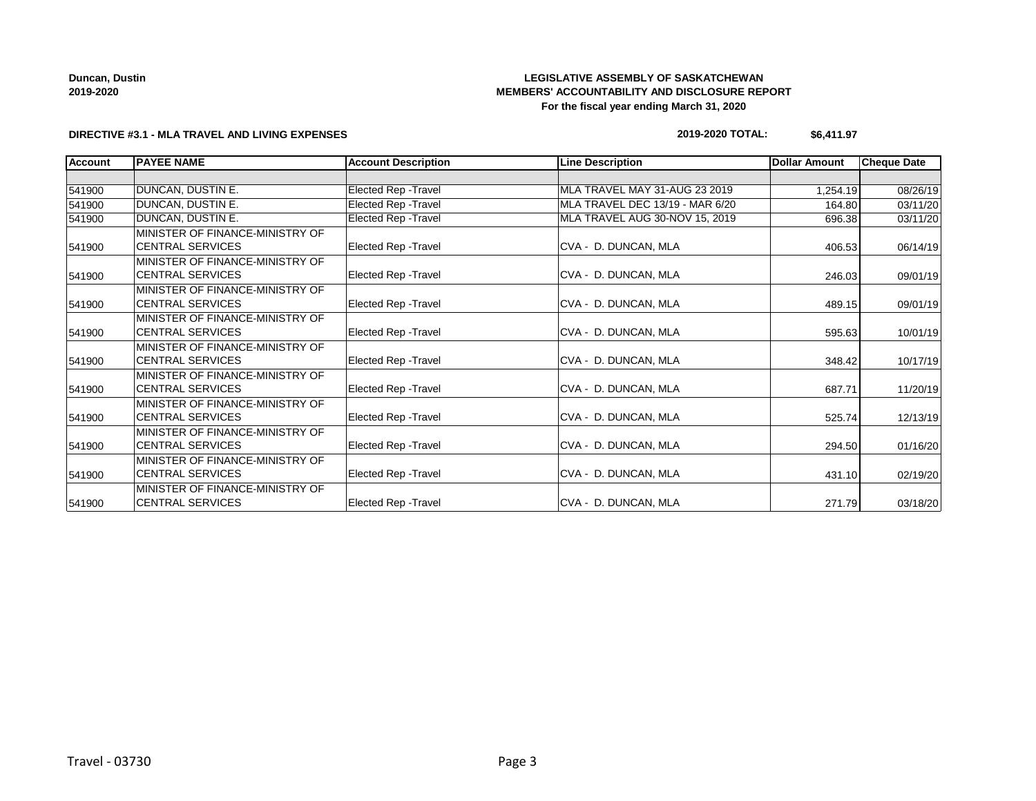**Duncan, Dustin**
**2019-2020**

**LEGISLATIVE ASSEMBLY OF SASKATCHEWAN**
**MEMBERS' ACCOUNTABILITY AND DISCLOSURE REPORT**
**For the fiscal year ending March 31, 2020**

**DIRECTIVE #3.1 - MLA TRAVEL AND LIVING EXPENSES**

**2019-2020 TOTAL: $6,411.97**

| Account | PAYEE NAME | Account Description | Line Description | Dollar Amount | Cheque Date |
|---|---|---|---|---|---|
| | | | | | |
| 541900 | DUNCAN, DUSTIN E. | Elected Rep -Travel | MLA TRAVEL MAY 31-AUG 23 2019 | 1,254.19 | 08/26/19 |
| 541900 | DUNCAN, DUSTIN E. | Elected Rep -Travel | MLA TRAVEL DEC 13/19 - MAR 6/20 | 164.80 | 03/11/20 |
| 541900 | DUNCAN, DUSTIN E. | Elected Rep -Travel | MLA TRAVEL AUG 30-NOV 15, 2019 | 696.38 | 03/11/20 |
| 541900 | MINISTER OF FINANCE-MINISTRY OF CENTRAL SERVICES | Elected Rep -Travel | CVA - D. DUNCAN, MLA | 406.53 | 06/14/19 |
| 541900 | MINISTER OF FINANCE-MINISTRY OF CENTRAL SERVICES | Elected Rep -Travel | CVA - D. DUNCAN, MLA | 246.03 | 09/01/19 |
| 541900 | MINISTER OF FINANCE-MINISTRY OF CENTRAL SERVICES | Elected Rep -Travel | CVA - D. DUNCAN, MLA | 489.15 | 09/01/19 |
| 541900 | MINISTER OF FINANCE-MINISTRY OF CENTRAL SERVICES | Elected Rep -Travel | CVA - D. DUNCAN, MLA | 595.63 | 10/01/19 |
| 541900 | MINISTER OF FINANCE-MINISTRY OF CENTRAL SERVICES | Elected Rep -Travel | CVA - D. DUNCAN, MLA | 348.42 | 10/17/19 |
| 541900 | MINISTER OF FINANCE-MINISTRY OF CENTRAL SERVICES | Elected Rep -Travel | CVA - D. DUNCAN, MLA | 687.71 | 11/20/19 |
| 541900 | MINISTER OF FINANCE-MINISTRY OF CENTRAL SERVICES | Elected Rep -Travel | CVA - D. DUNCAN, MLA | 525.74 | 12/13/19 |
| 541900 | MINISTER OF FINANCE-MINISTRY OF CENTRAL SERVICES | Elected Rep -Travel | CVA - D. DUNCAN, MLA | 294.50 | 01/16/20 |
| 541900 | MINISTER OF FINANCE-MINISTRY OF CENTRAL SERVICES | Elected Rep -Travel | CVA - D. DUNCAN, MLA | 431.10 | 02/19/20 |
| 541900 | MINISTER OF FINANCE-MINISTRY OF CENTRAL SERVICES | Elected Rep -Travel | CVA - D. DUNCAN, MLA | 271.79 | 03/18/20 |

Travel - 03730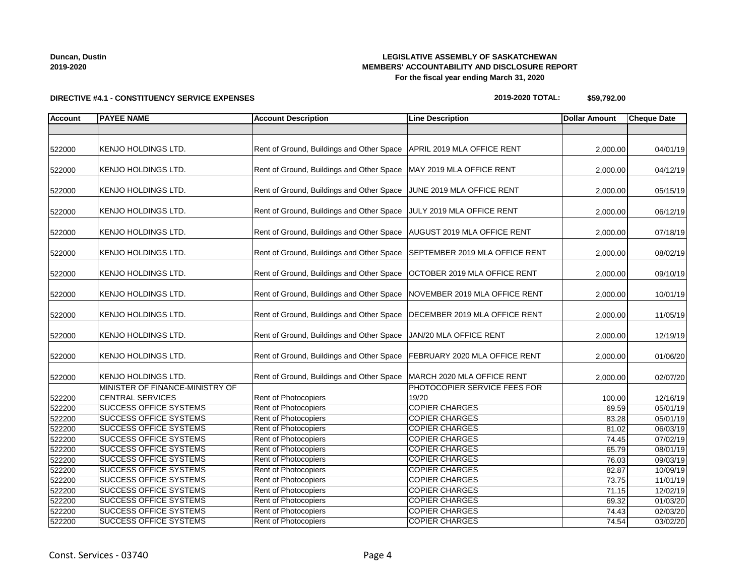**Duncan, Dustin**
**2019-2020**

**LEGISLATIVE ASSEMBLY OF SASKATCHEWAN**
**MEMBERS' ACCOUNTABILITY AND DISCLOSURE REPORT**
**For the fiscal year ending March 31, 2020**

**DIRECTIVE #4.1 - CONSTITUENCY SERVICE EXPENSES**

**2019-2020 TOTAL: $59,792.00**

| Account | PAYEE NAME | Account Description | Line Description | Dollar Amount | Cheque Date |
|---|---|---|---|---|---|
| | | | | | |
| 522000 | KENJO HOLDINGS LTD. | Rent of Ground, Buildings and Other Space | APRIL 2019 MLA OFFICE RENT | 2,000.00 | 04/01/19 |
| 522000 | KENJO HOLDINGS LTD. | Rent of Ground, Buildings and Other Space | MAY 2019 MLA OFFICE RENT | 2,000.00 | 04/12/19 |
| 522000 | KENJO HOLDINGS LTD. | Rent of Ground, Buildings and Other Space | JUNE 2019 MLA OFFICE RENT | 2,000.00 | 05/15/19 |
| 522000 | KENJO HOLDINGS LTD. | Rent of Ground, Buildings and Other Space | JULY 2019 MLA OFFICE RENT | 2,000.00 | 06/12/19 |
| 522000 | KENJO HOLDINGS LTD. | Rent of Ground, Buildings and Other Space | AUGUST 2019 MLA OFFICE RENT | 2,000.00 | 07/18/19 |
| 522000 | KENJO HOLDINGS LTD. | Rent of Ground, Buildings and Other Space | SEPTEMBER 2019 MLA OFFICE RENT | 2,000.00 | 08/02/19 |
| 522000 | KENJO HOLDINGS LTD. | Rent of Ground, Buildings and Other Space | OCTOBER 2019 MLA OFFICE RENT | 2,000.00 | 09/10/19 |
| 522000 | KENJO HOLDINGS LTD. | Rent of Ground, Buildings and Other Space | NOVEMBER 2019 MLA OFFICE RENT | 2,000.00 | 10/01/19 |
| 522000 | KENJO HOLDINGS LTD. | Rent of Ground, Buildings and Other Space | DECEMBER 2019 MLA OFFICE RENT | 2,000.00 | 11/05/19 |
| 522000 | KENJO HOLDINGS LTD. | Rent of Ground, Buildings and Other Space | JAN/20 MLA OFFICE RENT | 2,000.00 | 12/19/19 |
| 522000 | KENJO HOLDINGS LTD. | Rent of Ground, Buildings and Other Space | FEBRUARY 2020 MLA OFFICE RENT | 2,000.00 | 01/06/20 |
| 522000 | KENJO HOLDINGS LTD. | Rent of Ground, Buildings and Other Space | MARCH 2020 MLA OFFICE RENT | 2,000.00 | 02/07/20 |
| 522200 | MINISTER OF FINANCE-MINISTRY OF CENTRAL SERVICES | Rent of Photocopiers | PHOTOCOPIER SERVICE FEES FOR 19/20 | 100.00 | 12/16/19 |
| 522200 | SUCCESS OFFICE SYSTEMS | Rent of Photocopiers | COPIER CHARGES | 69.59 | 05/01/19 |
| 522200 | SUCCESS OFFICE SYSTEMS | Rent of Photocopiers | COPIER CHARGES | 83.28 | 05/01/19 |
| 522200 | SUCCESS OFFICE SYSTEMS | Rent of Photocopiers | COPIER CHARGES | 81.02 | 06/03/19 |
| 522200 | SUCCESS OFFICE SYSTEMS | Rent of Photocopiers | COPIER CHARGES | 74.45 | 07/02/19 |
| 522200 | SUCCESS OFFICE SYSTEMS | Rent of Photocopiers | COPIER CHARGES | 65.79 | 08/01/19 |
| 522200 | SUCCESS OFFICE SYSTEMS | Rent of Photocopiers | COPIER CHARGES | 76.03 | 09/03/19 |
| 522200 | SUCCESS OFFICE SYSTEMS | Rent of Photocopiers | COPIER CHARGES | 82.87 | 10/09/19 |
| 522200 | SUCCESS OFFICE SYSTEMS | Rent of Photocopiers | COPIER CHARGES | 73.75 | 11/01/19 |
| 522200 | SUCCESS OFFICE SYSTEMS | Rent of Photocopiers | COPIER CHARGES | 71.15 | 12/02/19 |
| 522200 | SUCCESS OFFICE SYSTEMS | Rent of Photocopiers | COPIER CHARGES | 69.32 | 01/03/20 |
| 522200 | SUCCESS OFFICE SYSTEMS | Rent of Photocopiers | COPIER CHARGES | 74.43 | 02/03/20 |
| 522200 | SUCCESS OFFICE SYSTEMS | Rent of Photocopiers | COPIER CHARGES | 74.54 | 03/02/20 |

Const. Services - 03740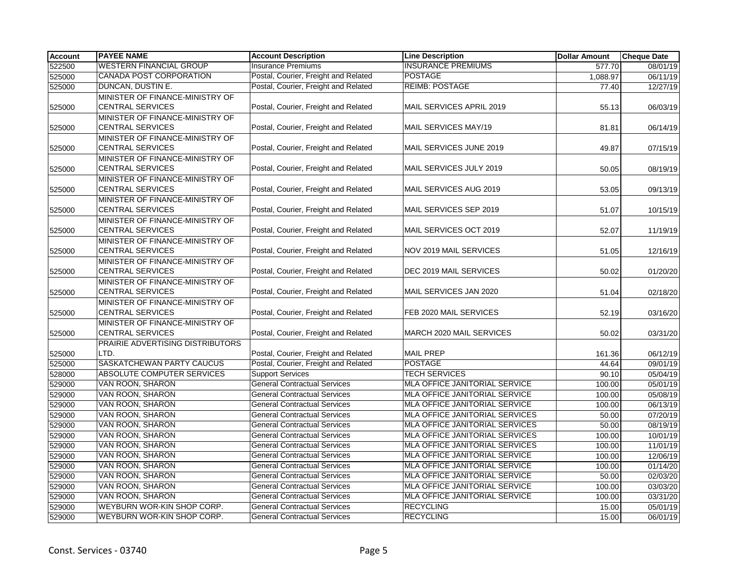| Account | PAYEE NAME | Account Description | Line Description | Dollar Amount | Cheque Date |
|---|---|---|---|---|---|
| 522500 | WESTERN FINANCIAL GROUP | Insurance Premiums | INSURANCE PREMIUMS | 577.70 | 08/01/19 |
| 525000 | CANADA POST CORPORATION | Postal, Courier, Freight and Related | POSTAGE | 1,088.97 | 06/11/19 |
| 525000 | DUNCAN, DUSTIN E. | Postal, Courier, Freight and Related | REIMB: POSTAGE | 77.40 | 12/27/19 |
| 525000 | MINISTER OF FINANCE-MINISTRY OF CENTRAL SERVICES | Postal, Courier, Freight and Related | MAIL SERVICES APRIL 2019 | 55.13 | 06/03/19 |
| 525000 | MINISTER OF FINANCE-MINISTRY OF CENTRAL SERVICES | Postal, Courier, Freight and Related | MAIL SERVICES MAY/19 | 81.81 | 06/14/19 |
| 525000 | MINISTER OF FINANCE-MINISTRY OF CENTRAL SERVICES | Postal, Courier, Freight and Related | MAIL SERVICES JUNE 2019 | 49.87 | 07/15/19 |
| 525000 | MINISTER OF FINANCE-MINISTRY OF CENTRAL SERVICES | Postal, Courier, Freight and Related | MAIL SERVICES JULY 2019 | 50.05 | 08/19/19 |
| 525000 | MINISTER OF FINANCE-MINISTRY OF CENTRAL SERVICES | Postal, Courier, Freight and Related | MAIL SERVICES AUG 2019 | 53.05 | 09/13/19 |
| 525000 | MINISTER OF FINANCE-MINISTRY OF CENTRAL SERVICES | Postal, Courier, Freight and Related | MAIL SERVICES SEP 2019 | 51.07 | 10/15/19 |
| 525000 | MINISTER OF FINANCE-MINISTRY OF CENTRAL SERVICES | Postal, Courier, Freight and Related | MAIL SERVICES OCT 2019 | 52.07 | 11/19/19 |
| 525000 | MINISTER OF FINANCE-MINISTRY OF CENTRAL SERVICES | Postal, Courier, Freight and Related | NOV 2019 MAIL SERVICES | 51.05 | 12/16/19 |
| 525000 | MINISTER OF FINANCE-MINISTRY OF CENTRAL SERVICES | Postal, Courier, Freight and Related | DEC 2019 MAIL SERVICES | 50.02 | 01/20/20 |
| 525000 | MINISTER OF FINANCE-MINISTRY OF CENTRAL SERVICES | Postal, Courier, Freight and Related | MAIL SERVICES JAN 2020 | 51.04 | 02/18/20 |
| 525000 | MINISTER OF FINANCE-MINISTRY OF CENTRAL SERVICES | Postal, Courier, Freight and Related | FEB 2020 MAIL SERVICES | 52.19 | 03/16/20 |
| 525000 | MINISTER OF FINANCE-MINISTRY OF CENTRAL SERVICES | Postal, Courier, Freight and Related | MARCH 2020 MAIL SERVICES | 50.02 | 03/31/20 |
| 525000 | PRAIRIE ADVERTISING DISTRIBUTORS LTD. | Postal, Courier, Freight and Related | MAIL PREP | 161.36 | 06/12/19 |
| 525000 | SASKATCHEWAN PARTY CAUCUS | Postal, Courier, Freight and Related | POSTAGE | 44.64 | 09/01/19 |
| 528000 | ABSOLUTE COMPUTER SERVICES | Support Services | TECH SERVICES | 90.10 | 05/04/19 |
| 529000 | VAN ROON, SHARON | General Contractual Services | MLA OFFICE JANITORIAL SERVICE | 100.00 | 05/01/19 |
| 529000 | VAN ROON, SHARON | General Contractual Services | MLA OFFICE JANITORIAL SERVICE | 100.00 | 05/08/19 |
| 529000 | VAN ROON, SHARON | General Contractual Services | MLA OFFICE JANITORIAL SERVICE | 100.00 | 06/13/19 |
| 529000 | VAN ROON, SHARON | General Contractual Services | MLA OFFICE JANITORIAL SERVICES | 50.00 | 07/20/19 |
| 529000 | VAN ROON, SHARON | General Contractual Services | MLA OFFICE JANITORIAL SERVICES | 50.00 | 08/19/19 |
| 529000 | VAN ROON, SHARON | General Contractual Services | MLA OFFICE JANITORIAL SERVICES | 100.00 | 10/01/19 |
| 529000 | VAN ROON, SHARON | General Contractual Services | MLA OFFICE JANITORIAL SERVICES | 100.00 | 11/01/19 |
| 529000 | VAN ROON, SHARON | General Contractual Services | MLA OFFICE JANITORIAL SERVICE | 100.00 | 12/06/19 |
| 529000 | VAN ROON, SHARON | General Contractual Services | MLA OFFICE JANITORIAL SERVICE | 100.00 | 01/14/20 |
| 529000 | VAN ROON, SHARON | General Contractual Services | MLA OFFICE JANITORIAL SERVICE | 50.00 | 02/03/20 |
| 529000 | VAN ROON, SHARON | General Contractual Services | MLA OFFICE JANITORIAL SERVICE | 100.00 | 03/03/20 |
| 529000 | VAN ROON, SHARON | General Contractual Services | MLA OFFICE JANITORIAL SERVICE | 100.00 | 03/31/20 |
| 529000 | WEYBURN WOR-KIN SHOP CORP. | General Contractual Services | RECYCLING | 15.00 | 05/01/19 |
| 529000 | WEYBURN WOR-KIN SHOP CORP. | General Contractual Services | RECYCLING | 15.00 | 06/01/19 |

Const. Services - 03740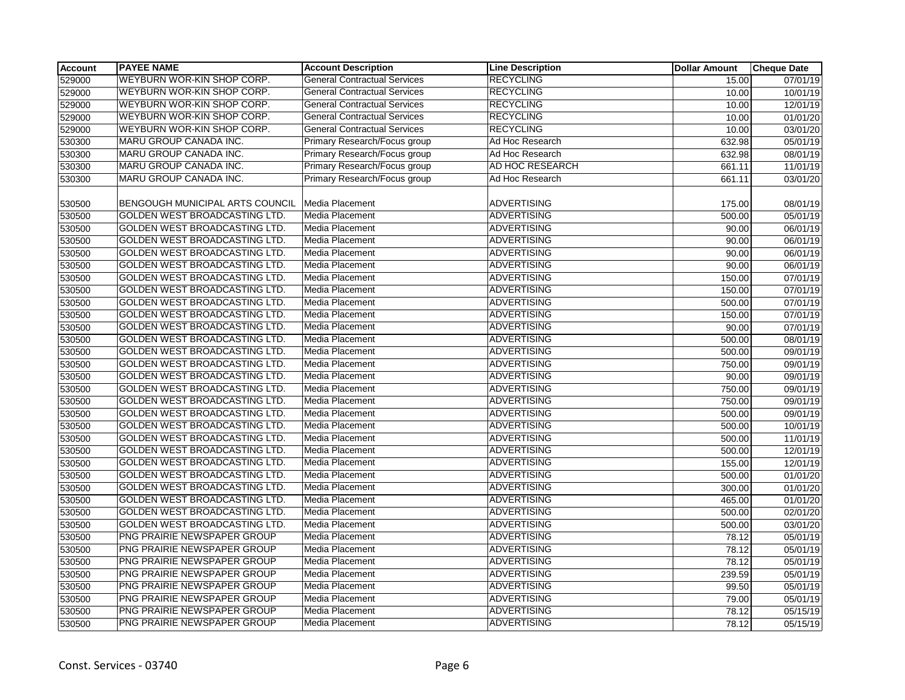| Account | PAYEE NAME | Account Description | Line Description | Dollar Amount | Cheque Date |
|---|---|---|---|---|---|
| 529000 | WEYBURN WOR-KIN SHOP CORP. | General Contractual Services | RECYCLING | 15.00 | 07/01/19 |
| 529000 | WEYBURN WOR-KIN SHOP CORP. | General Contractual Services | RECYCLING | 10.00 | 10/01/19 |
| 529000 | WEYBURN WOR-KIN SHOP CORP. | General Contractual Services | RECYCLING | 10.00 | 12/01/19 |
| 529000 | WEYBURN WOR-KIN SHOP CORP. | General Contractual Services | RECYCLING | 10.00 | 01/01/20 |
| 529000 | WEYBURN WOR-KIN SHOP CORP. | General Contractual Services | RECYCLING | 10.00 | 03/01/20 |
| 530300 | MARU GROUP CANADA INC. | Primary Research/Focus group | Ad Hoc Research | 632.98 | 05/01/19 |
| 530300 | MARU GROUP CANADA INC. | Primary Research/Focus group | Ad Hoc Research | 632.98 | 08/01/19 |
| 530300 | MARU GROUP CANADA INC. | Primary Research/Focus group | AD HOC RESEARCH | 661.11 | 11/01/19 |
| 530300 | MARU GROUP CANADA INC. | Primary Research/Focus group | Ad Hoc Research | 661.11 | 03/01/20 |
| 530500 | BENGOUGH MUNICIPAL ARTS COUNCIL | Media Placement | ADVERTISING | 175.00 | 08/01/19 |
| 530500 | GOLDEN WEST BROADCASTING LTD. | Media Placement | ADVERTISING | 500.00 | 05/01/19 |
| 530500 | GOLDEN WEST BROADCASTING LTD. | Media Placement | ADVERTISING | 90.00 | 06/01/19 |
| 530500 | GOLDEN WEST BROADCASTING LTD. | Media Placement | ADVERTISING | 90.00 | 06/01/19 |
| 530500 | GOLDEN WEST BROADCASTING LTD. | Media Placement | ADVERTISING | 90.00 | 06/01/19 |
| 530500 | GOLDEN WEST BROADCASTING LTD. | Media Placement | ADVERTISING | 90.00 | 06/01/19 |
| 530500 | GOLDEN WEST BROADCASTING LTD. | Media Placement | ADVERTISING | 150.00 | 07/01/19 |
| 530500 | GOLDEN WEST BROADCASTING LTD. | Media Placement | ADVERTISING | 150.00 | 07/01/19 |
| 530500 | GOLDEN WEST BROADCASTING LTD. | Media Placement | ADVERTISING | 500.00 | 07/01/19 |
| 530500 | GOLDEN WEST BROADCASTING LTD. | Media Placement | ADVERTISING | 150.00 | 07/01/19 |
| 530500 | GOLDEN WEST BROADCASTING LTD. | Media Placement | ADVERTISING | 90.00 | 07/01/19 |
| 530500 | GOLDEN WEST BROADCASTING LTD. | Media Placement | ADVERTISING | 500.00 | 08/01/19 |
| 530500 | GOLDEN WEST BROADCASTING LTD. | Media Placement | ADVERTISING | 500.00 | 09/01/19 |
| 530500 | GOLDEN WEST BROADCASTING LTD. | Media Placement | ADVERTISING | 750.00 | 09/01/19 |
| 530500 | GOLDEN WEST BROADCASTING LTD. | Media Placement | ADVERTISING | 90.00 | 09/01/19 |
| 530500 | GOLDEN WEST BROADCASTING LTD. | Media Placement | ADVERTISING | 750.00 | 09/01/19 |
| 530500 | GOLDEN WEST BROADCASTING LTD. | Media Placement | ADVERTISING | 750.00 | 09/01/19 |
| 530500 | GOLDEN WEST BROADCASTING LTD. | Media Placement | ADVERTISING | 500.00 | 09/01/19 |
| 530500 | GOLDEN WEST BROADCASTING LTD. | Media Placement | ADVERTISING | 500.00 | 10/01/19 |
| 530500 | GOLDEN WEST BROADCASTING LTD. | Media Placement | ADVERTISING | 500.00 | 11/01/19 |
| 530500 | GOLDEN WEST BROADCASTING LTD. | Media Placement | ADVERTISING | 500.00 | 12/01/19 |
| 530500 | GOLDEN WEST BROADCASTING LTD. | Media Placement | ADVERTISING | 155.00 | 12/01/19 |
| 530500 | GOLDEN WEST BROADCASTING LTD. | Media Placement | ADVERTISING | 500.00 | 01/01/20 |
| 530500 | GOLDEN WEST BROADCASTING LTD. | Media Placement | ADVERTISING | 300.00 | 01/01/20 |
| 530500 | GOLDEN WEST BROADCASTING LTD. | Media Placement | ADVERTISING | 465.00 | 01/01/20 |
| 530500 | GOLDEN WEST BROADCASTING LTD. | Media Placement | ADVERTISING | 500.00 | 02/01/20 |
| 530500 | GOLDEN WEST BROADCASTING LTD. | Media Placement | ADVERTISING | 500.00 | 03/01/20 |
| 530500 | PNG PRAIRIE NEWSPAPER GROUP | Media Placement | ADVERTISING | 78.12 | 05/01/19 |
| 530500 | PNG PRAIRIE NEWSPAPER GROUP | Media Placement | ADVERTISING | 78.12 | 05/01/19 |
| 530500 | PNG PRAIRIE NEWSPAPER GROUP | Media Placement | ADVERTISING | 78.12 | 05/01/19 |
| 530500 | PNG PRAIRIE NEWSPAPER GROUP | Media Placement | ADVERTISING | 239.59 | 05/01/19 |
| 530500 | PNG PRAIRIE NEWSPAPER GROUP | Media Placement | ADVERTISING | 99.50 | 05/01/19 |
| 530500 | PNG PRAIRIE NEWSPAPER GROUP | Media Placement | ADVERTISING | 79.00 | 05/01/19 |
| 530500 | PNG PRAIRIE NEWSPAPER GROUP | Media Placement | ADVERTISING | 78.12 | 05/15/19 |
| 530500 | PNG PRAIRIE NEWSPAPER GROUP | Media Placement | ADVERTISING | 78.12 | 05/15/19 |

Const. Services - 03740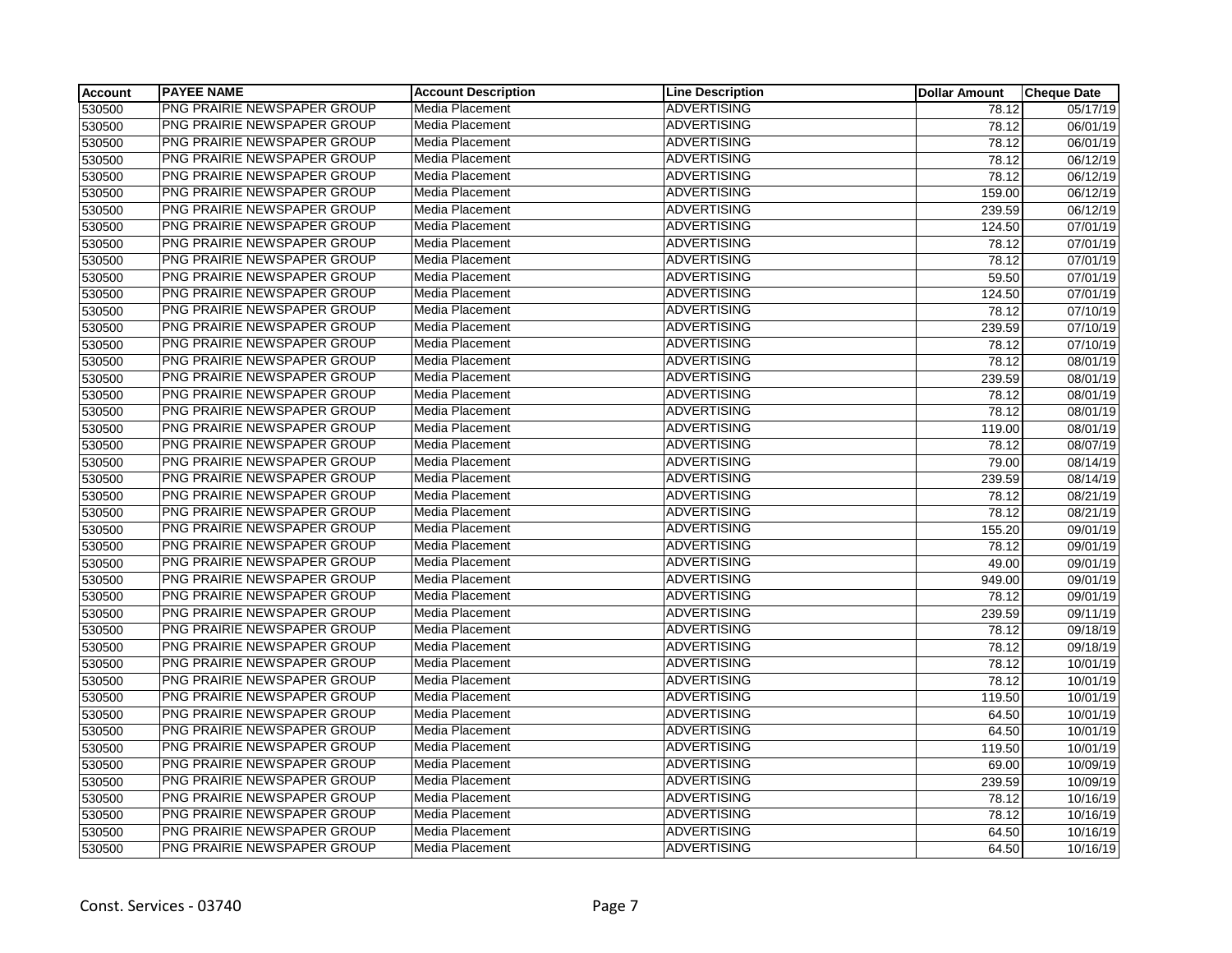| Account | PAYEE NAME | Account Description | Line Description | Dollar Amount | Cheque Date |
|---|---|---|---|---|---|
| 530500 | PNG PRAIRIE NEWSPAPER GROUP | Media Placement | ADVERTISING | 78.12 | 05/17/19 |
| 530500 | PNG PRAIRIE NEWSPAPER GROUP | Media Placement | ADVERTISING | 78.12 | 06/01/19 |
| 530500 | PNG PRAIRIE NEWSPAPER GROUP | Media Placement | ADVERTISING | 78.12 | 06/01/19 |
| 530500 | PNG PRAIRIE NEWSPAPER GROUP | Media Placement | ADVERTISING | 78.12 | 06/12/19 |
| 530500 | PNG PRAIRIE NEWSPAPER GROUP | Media Placement | ADVERTISING | 78.12 | 06/12/19 |
| 530500 | PNG PRAIRIE NEWSPAPER GROUP | Media Placement | ADVERTISING | 159.00 | 06/12/19 |
| 530500 | PNG PRAIRIE NEWSPAPER GROUP | Media Placement | ADVERTISING | 239.59 | 06/12/19 |
| 530500 | PNG PRAIRIE NEWSPAPER GROUP | Media Placement | ADVERTISING | 124.50 | 07/01/19 |
| 530500 | PNG PRAIRIE NEWSPAPER GROUP | Media Placement | ADVERTISING | 78.12 | 07/01/19 |
| 530500 | PNG PRAIRIE NEWSPAPER GROUP | Media Placement | ADVERTISING | 78.12 | 07/01/19 |
| 530500 | PNG PRAIRIE NEWSPAPER GROUP | Media Placement | ADVERTISING | 59.50 | 07/01/19 |
| 530500 | PNG PRAIRIE NEWSPAPER GROUP | Media Placement | ADVERTISING | 124.50 | 07/01/19 |
| 530500 | PNG PRAIRIE NEWSPAPER GROUP | Media Placement | ADVERTISING | 78.12 | 07/10/19 |
| 530500 | PNG PRAIRIE NEWSPAPER GROUP | Media Placement | ADVERTISING | 239.59 | 07/10/19 |
| 530500 | PNG PRAIRIE NEWSPAPER GROUP | Media Placement | ADVERTISING | 78.12 | 07/10/19 |
| 530500 | PNG PRAIRIE NEWSPAPER GROUP | Media Placement | ADVERTISING | 78.12 | 08/01/19 |
| 530500 | PNG PRAIRIE NEWSPAPER GROUP | Media Placement | ADVERTISING | 239.59 | 08/01/19 |
| 530500 | PNG PRAIRIE NEWSPAPER GROUP | Media Placement | ADVERTISING | 78.12 | 08/01/19 |
| 530500 | PNG PRAIRIE NEWSPAPER GROUP | Media Placement | ADVERTISING | 78.12 | 08/01/19 |
| 530500 | PNG PRAIRIE NEWSPAPER GROUP | Media Placement | ADVERTISING | 119.00 | 08/01/19 |
| 530500 | PNG PRAIRIE NEWSPAPER GROUP | Media Placement | ADVERTISING | 78.12 | 08/07/19 |
| 530500 | PNG PRAIRIE NEWSPAPER GROUP | Media Placement | ADVERTISING | 79.00 | 08/14/19 |
| 530500 | PNG PRAIRIE NEWSPAPER GROUP | Media Placement | ADVERTISING | 239.59 | 08/14/19 |
| 530500 | PNG PRAIRIE NEWSPAPER GROUP | Media Placement | ADVERTISING | 78.12 | 08/21/19 |
| 530500 | PNG PRAIRIE NEWSPAPER GROUP | Media Placement | ADVERTISING | 78.12 | 08/21/19 |
| 530500 | PNG PRAIRIE NEWSPAPER GROUP | Media Placement | ADVERTISING | 155.20 | 09/01/19 |
| 530500 | PNG PRAIRIE NEWSPAPER GROUP | Media Placement | ADVERTISING | 78.12 | 09/01/19 |
| 530500 | PNG PRAIRIE NEWSPAPER GROUP | Media Placement | ADVERTISING | 49.00 | 09/01/19 |
| 530500 | PNG PRAIRIE NEWSPAPER GROUP | Media Placement | ADVERTISING | 949.00 | 09/01/19 |
| 530500 | PNG PRAIRIE NEWSPAPER GROUP | Media Placement | ADVERTISING | 78.12 | 09/01/19 |
| 530500 | PNG PRAIRIE NEWSPAPER GROUP | Media Placement | ADVERTISING | 239.59 | 09/11/19 |
| 530500 | PNG PRAIRIE NEWSPAPER GROUP | Media Placement | ADVERTISING | 78.12 | 09/18/19 |
| 530500 | PNG PRAIRIE NEWSPAPER GROUP | Media Placement | ADVERTISING | 78.12 | 09/18/19 |
| 530500 | PNG PRAIRIE NEWSPAPER GROUP | Media Placement | ADVERTISING | 78.12 | 10/01/19 |
| 530500 | PNG PRAIRIE NEWSPAPER GROUP | Media Placement | ADVERTISING | 78.12 | 10/01/19 |
| 530500 | PNG PRAIRIE NEWSPAPER GROUP | Media Placement | ADVERTISING | 119.50 | 10/01/19 |
| 530500 | PNG PRAIRIE NEWSPAPER GROUP | Media Placement | ADVERTISING | 64.50 | 10/01/19 |
| 530500 | PNG PRAIRIE NEWSPAPER GROUP | Media Placement | ADVERTISING | 64.50 | 10/01/19 |
| 530500 | PNG PRAIRIE NEWSPAPER GROUP | Media Placement | ADVERTISING | 119.50 | 10/01/19 |
| 530500 | PNG PRAIRIE NEWSPAPER GROUP | Media Placement | ADVERTISING | 69.00 | 10/09/19 |
| 530500 | PNG PRAIRIE NEWSPAPER GROUP | Media Placement | ADVERTISING | 239.59 | 10/09/19 |
| 530500 | PNG PRAIRIE NEWSPAPER GROUP | Media Placement | ADVERTISING | 78.12 | 10/16/19 |
| 530500 | PNG PRAIRIE NEWSPAPER GROUP | Media Placement | ADVERTISING | 78.12 | 10/16/19 |
| 530500 | PNG PRAIRIE NEWSPAPER GROUP | Media Placement | ADVERTISING | 64.50 | 10/16/19 |
| 530500 | PNG PRAIRIE NEWSPAPER GROUP | Media Placement | ADVERTISING | 64.50 | 10/16/19 |

Const. Services - 03740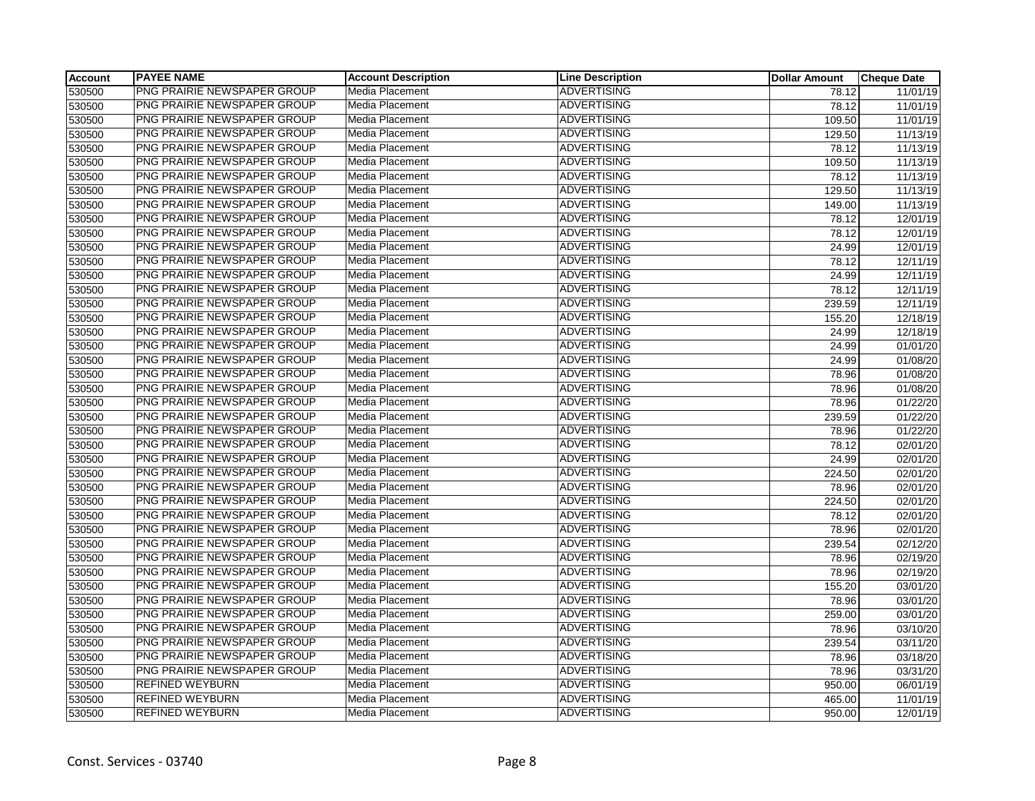| Account | PAYEE NAME | Account Description | Line Description | Dollar Amount | Cheque Date |
|---|---|---|---|---|---|
| 530500 | PNG PRAIRIE NEWSPAPER GROUP | Media Placement | ADVERTISING | 78.12 | 11/01/19 |
| 530500 | PNG PRAIRIE NEWSPAPER GROUP | Media Placement | ADVERTISING | 78.12 | 11/01/19 |
| 530500 | PNG PRAIRIE NEWSPAPER GROUP | Media Placement | ADVERTISING | 109.50 | 11/01/19 |
| 530500 | PNG PRAIRIE NEWSPAPER GROUP | Media Placement | ADVERTISING | 129.50 | 11/13/19 |
| 530500 | PNG PRAIRIE NEWSPAPER GROUP | Media Placement | ADVERTISING | 78.12 | 11/13/19 |
| 530500 | PNG PRAIRIE NEWSPAPER GROUP | Media Placement | ADVERTISING | 109.50 | 11/13/19 |
| 530500 | PNG PRAIRIE NEWSPAPER GROUP | Media Placement | ADVERTISING | 78.12 | 11/13/19 |
| 530500 | PNG PRAIRIE NEWSPAPER GROUP | Media Placement | ADVERTISING | 129.50 | 11/13/19 |
| 530500 | PNG PRAIRIE NEWSPAPER GROUP | Media Placement | ADVERTISING | 149.00 | 11/13/19 |
| 530500 | PNG PRAIRIE NEWSPAPER GROUP | Media Placement | ADVERTISING | 78.12 | 12/01/19 |
| 530500 | PNG PRAIRIE NEWSPAPER GROUP | Media Placement | ADVERTISING | 78.12 | 12/01/19 |
| 530500 | PNG PRAIRIE NEWSPAPER GROUP | Media Placement | ADVERTISING | 24.99 | 12/01/19 |
| 530500 | PNG PRAIRIE NEWSPAPER GROUP | Media Placement | ADVERTISING | 78.12 | 12/11/19 |
| 530500 | PNG PRAIRIE NEWSPAPER GROUP | Media Placement | ADVERTISING | 24.99 | 12/11/19 |
| 530500 | PNG PRAIRIE NEWSPAPER GROUP | Media Placement | ADVERTISING | 78.12 | 12/11/19 |
| 530500 | PNG PRAIRIE NEWSPAPER GROUP | Media Placement | ADVERTISING | 239.59 | 12/11/19 |
| 530500 | PNG PRAIRIE NEWSPAPER GROUP | Media Placement | ADVERTISING | 155.20 | 12/18/19 |
| 530500 | PNG PRAIRIE NEWSPAPER GROUP | Media Placement | ADVERTISING | 24.99 | 12/18/19 |
| 530500 | PNG PRAIRIE NEWSPAPER GROUP | Media Placement | ADVERTISING | 24.99 | 01/01/20 |
| 530500 | PNG PRAIRIE NEWSPAPER GROUP | Media Placement | ADVERTISING | 24.99 | 01/08/20 |
| 530500 | PNG PRAIRIE NEWSPAPER GROUP | Media Placement | ADVERTISING | 78.96 | 01/08/20 |
| 530500 | PNG PRAIRIE NEWSPAPER GROUP | Media Placement | ADVERTISING | 78.96 | 01/08/20 |
| 530500 | PNG PRAIRIE NEWSPAPER GROUP | Media Placement | ADVERTISING | 78.96 | 01/22/20 |
| 530500 | PNG PRAIRIE NEWSPAPER GROUP | Media Placement | ADVERTISING | 239.59 | 01/22/20 |
| 530500 | PNG PRAIRIE NEWSPAPER GROUP | Media Placement | ADVERTISING | 78.96 | 01/22/20 |
| 530500 | PNG PRAIRIE NEWSPAPER GROUP | Media Placement | ADVERTISING | 78.12 | 02/01/20 |
| 530500 | PNG PRAIRIE NEWSPAPER GROUP | Media Placement | ADVERTISING | 24.99 | 02/01/20 |
| 530500 | PNG PRAIRIE NEWSPAPER GROUP | Media Placement | ADVERTISING | 224.50 | 02/01/20 |
| 530500 | PNG PRAIRIE NEWSPAPER GROUP | Media Placement | ADVERTISING | 78.96 | 02/01/20 |
| 530500 | PNG PRAIRIE NEWSPAPER GROUP | Media Placement | ADVERTISING | 224.50 | 02/01/20 |
| 530500 | PNG PRAIRIE NEWSPAPER GROUP | Media Placement | ADVERTISING | 78.12 | 02/01/20 |
| 530500 | PNG PRAIRIE NEWSPAPER GROUP | Media Placement | ADVERTISING | 78.96 | 02/01/20 |
| 530500 | PNG PRAIRIE NEWSPAPER GROUP | Media Placement | ADVERTISING | 239.54 | 02/12/20 |
| 530500 | PNG PRAIRIE NEWSPAPER GROUP | Media Placement | ADVERTISING | 78.96 | 02/19/20 |
| 530500 | PNG PRAIRIE NEWSPAPER GROUP | Media Placement | ADVERTISING | 78.96 | 02/19/20 |
| 530500 | PNG PRAIRIE NEWSPAPER GROUP | Media Placement | ADVERTISING | 155.20 | 03/01/20 |
| 530500 | PNG PRAIRIE NEWSPAPER GROUP | Media Placement | ADVERTISING | 78.96 | 03/01/20 |
| 530500 | PNG PRAIRIE NEWSPAPER GROUP | Media Placement | ADVERTISING | 259.00 | 03/01/20 |
| 530500 | PNG PRAIRIE NEWSPAPER GROUP | Media Placement | ADVERTISING | 78.96 | 03/10/20 |
| 530500 | PNG PRAIRIE NEWSPAPER GROUP | Media Placement | ADVERTISING | 239.54 | 03/11/20 |
| 530500 | PNG PRAIRIE NEWSPAPER GROUP | Media Placement | ADVERTISING | 78.96 | 03/18/20 |
| 530500 | PNG PRAIRIE NEWSPAPER GROUP | Media Placement | ADVERTISING | 78.96 | 03/31/20 |
| 530500 | REFINED WEYBURN | Media Placement | ADVERTISING | 950.00 | 06/01/19 |
| 530500 | REFINED WEYBURN | Media Placement | ADVERTISING | 465.00 | 11/01/19 |
| 530500 | REFINED WEYBURN | Media Placement | ADVERTISING | 950.00 | 12/01/19 |

Const. Services - 03740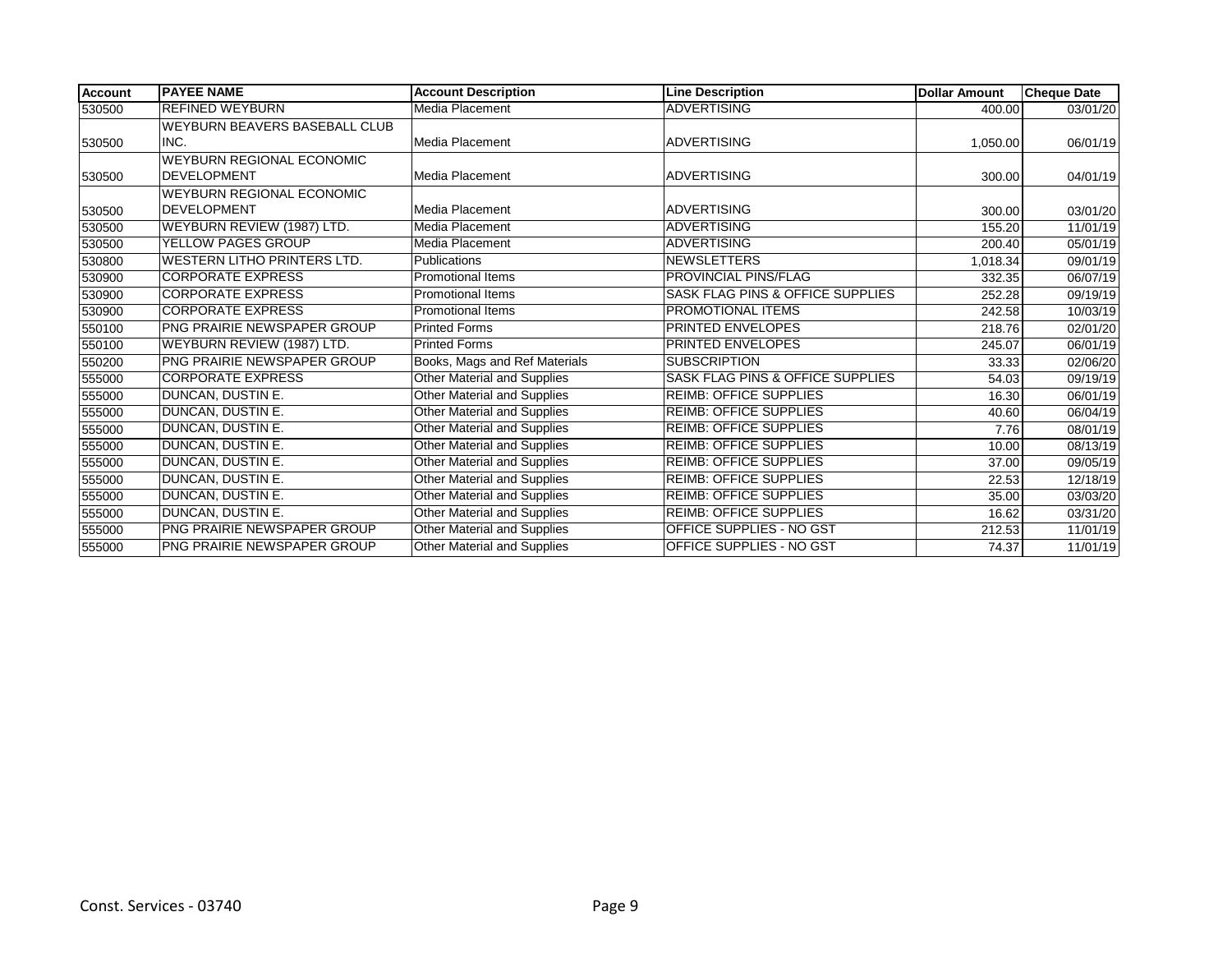| Account | PAYEE NAME | Account Description | Line Description | Dollar Amount | Cheque Date |
|---|---|---|---|---|---|
| 530500 | REFINED WEYBURN | Media Placement | ADVERTISING | 400.00 | 03/01/20 |
| 530500 | WEYBURN BEAVERS BASEBALL CLUB INC. | Media Placement | ADVERTISING | 1,050.00 | 06/01/19 |
| 530500 | WEYBURN REGIONAL ECONOMIC DEVELOPMENT | Media Placement | ADVERTISING | 300.00 | 04/01/19 |
| 530500 | WEYBURN REGIONAL ECONOMIC DEVELOPMENT | Media Placement | ADVERTISING | 300.00 | 03/01/20 |
| 530500 | WEYBURN REVIEW (1987) LTD. | Media Placement | ADVERTISING | 155.20 | 11/01/19 |
| 530500 | YELLOW PAGES GROUP | Media Placement | ADVERTISING | 200.40 | 05/01/19 |
| 530800 | WESTERN LITHO PRINTERS LTD. | Publications | NEWSLETTERS | 1,018.34 | 09/01/19 |
| 530900 | CORPORATE EXPRESS | Promotional Items | PROVINCIAL PINS/FLAG | 332.35 | 06/07/19 |
| 530900 | CORPORATE EXPRESS | Promotional Items | SASK FLAG PINS & OFFICE SUPPLIES | 252.28 | 09/19/19 |
| 530900 | CORPORATE EXPRESS | Promotional Items | PROMOTIONAL ITEMS | 242.58 | 10/03/19 |
| 550100 | PNG PRAIRIE NEWSPAPER GROUP | Printed Forms | PRINTED ENVELOPES | 218.76 | 02/01/20 |
| 550100 | WEYBURN REVIEW (1987) LTD. | Printed Forms | PRINTED ENVELOPES | 245.07 | 06/01/19 |
| 550200 | PNG PRAIRIE NEWSPAPER GROUP | Books, Mags and Ref Materials | SUBSCRIPTION | 33.33 | 02/06/20 |
| 555000 | CORPORATE EXPRESS | Other Material and Supplies | SASK FLAG PINS & OFFICE SUPPLIES | 54.03 | 09/19/19 |
| 555000 | DUNCAN, DUSTIN E. | Other Material and Supplies | REIMB: OFFICE SUPPLIES | 16.30 | 06/01/19 |
| 555000 | DUNCAN, DUSTIN E. | Other Material and Supplies | REIMB: OFFICE SUPPLIES | 40.60 | 06/04/19 |
| 555000 | DUNCAN, DUSTIN E. | Other Material and Supplies | REIMB: OFFICE SUPPLIES | 7.76 | 08/01/19 |
| 555000 | DUNCAN, DUSTIN E. | Other Material and Supplies | REIMB: OFFICE SUPPLIES | 10.00 | 08/13/19 |
| 555000 | DUNCAN, DUSTIN E. | Other Material and Supplies | REIMB: OFFICE SUPPLIES | 37.00 | 09/05/19 |
| 555000 | DUNCAN, DUSTIN E. | Other Material and Supplies | REIMB: OFFICE SUPPLIES | 22.53 | 12/18/19 |
| 555000 | DUNCAN, DUSTIN E. | Other Material and Supplies | REIMB: OFFICE SUPPLIES | 35.00 | 03/03/20 |
| 555000 | DUNCAN, DUSTIN E. | Other Material and Supplies | REIMB: OFFICE SUPPLIES | 16.62 | 03/31/20 |
| 555000 | PNG PRAIRIE NEWSPAPER GROUP | Other Material and Supplies | OFFICE SUPPLIES - NO GST | 212.53 | 11/01/19 |
| 555000 | PNG PRAIRIE NEWSPAPER GROUP | Other Material and Supplies | OFFICE SUPPLIES - NO GST | 74.37 | 11/01/19 |

Const. Services - 03740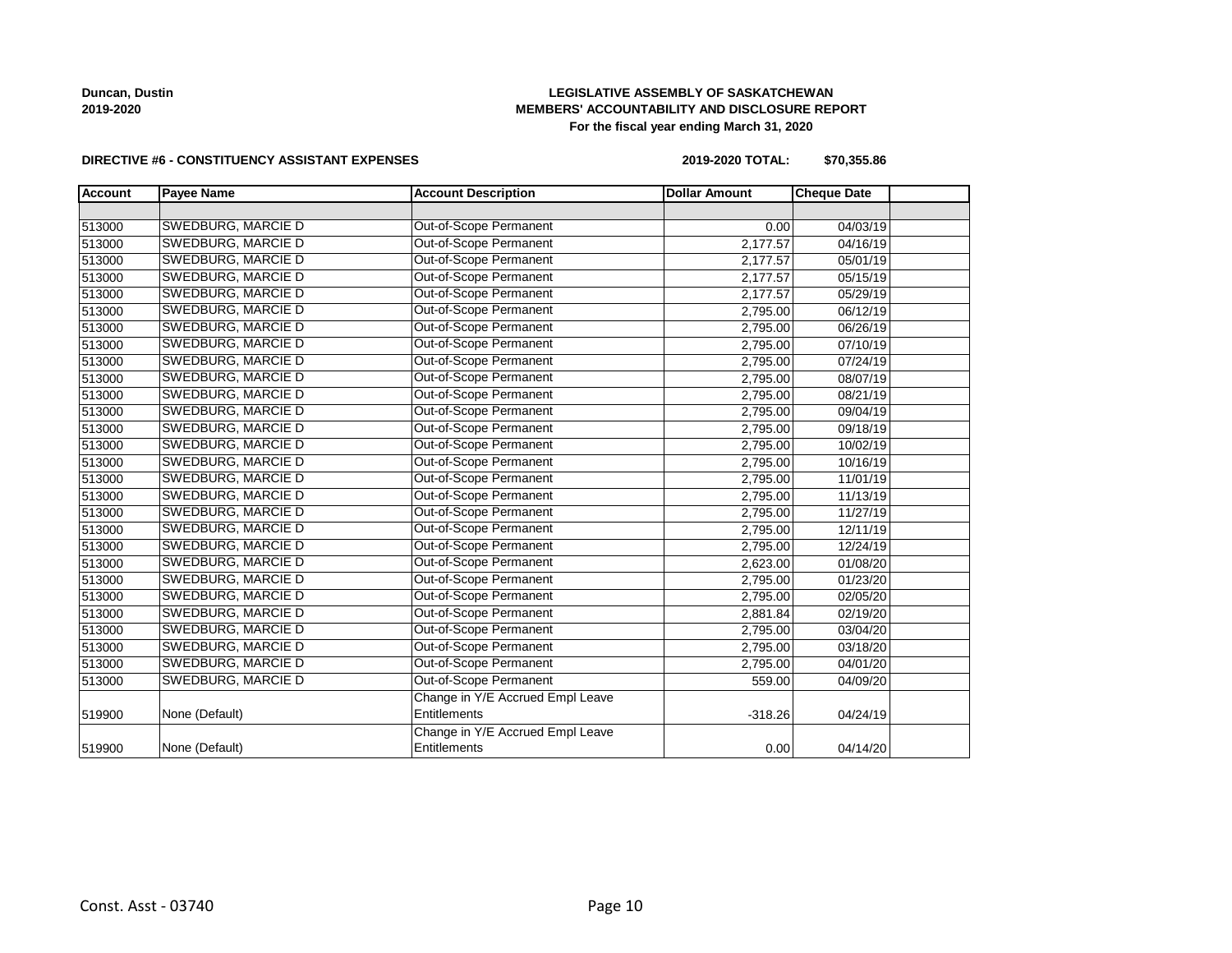**LEGISLATIVE ASSEMBLY OF SASKATCHEWAN**
**MEMBERS' ACCOUNTABILITY AND DISCLOSURE REPORT**
**For the fiscal year ending March 31, 2020**

**Duncan, Dustin**
**2019-2020**

**DIRECTIVE #6 - CONSTITUENCY ASSISTANT EXPENSES** **2019-2020 TOTAL: $70,355.86**

| Account | Payee Name | Account Description | Dollar Amount | Cheque Date | |
|---|---|---|---|---|---|
| | | | | | |
| 513000 | SWEDBURG, MARCIE D | Out-of-Scope Permanent | 0.00 | 04/03/19 | |
| 513000 | SWEDBURG, MARCIE D | Out-of-Scope Permanent | 2,177.57 | 04/16/19 | |
| 513000 | SWEDBURG, MARCIE D | Out-of-Scope Permanent | 2,177.57 | 05/01/19 | |
| 513000 | SWEDBURG, MARCIE D | Out-of-Scope Permanent | 2,177.57 | 05/15/19 | |
| 513000 | SWEDBURG, MARCIE D | Out-of-Scope Permanent | 2,177.57 | 05/29/19 | |
| 513000 | SWEDBURG, MARCIE D | Out-of-Scope Permanent | 2,795.00 | 06/12/19 | |
| 513000 | SWEDBURG, MARCIE D | Out-of-Scope Permanent | 2,795.00 | 06/26/19 | |
| 513000 | SWEDBURG, MARCIE D | Out-of-Scope Permanent | 2,795.00 | 07/10/19 | |
| 513000 | SWEDBURG, MARCIE D | Out-of-Scope Permanent | 2,795.00 | 07/24/19 | |
| 513000 | SWEDBURG, MARCIE D | Out-of-Scope Permanent | 2,795.00 | 08/07/19 | |
| 513000 | SWEDBURG, MARCIE D | Out-of-Scope Permanent | 2,795.00 | 08/21/19 | |
| 513000 | SWEDBURG, MARCIE D | Out-of-Scope Permanent | 2,795.00 | 09/04/19 | |
| 513000 | SWEDBURG, MARCIE D | Out-of-Scope Permanent | 2,795.00 | 09/18/19 | |
| 513000 | SWEDBURG, MARCIE D | Out-of-Scope Permanent | 2,795.00 | 10/02/19 | |
| 513000 | SWEDBURG, MARCIE D | Out-of-Scope Permanent | 2,795.00 | 10/16/19 | |
| 513000 | SWEDBURG, MARCIE D | Out-of-Scope Permanent | 2,795.00 | 11/01/19 | |
| 513000 | SWEDBURG, MARCIE D | Out-of-Scope Permanent | 2,795.00 | 11/13/19 | |
| 513000 | SWEDBURG, MARCIE D | Out-of-Scope Permanent | 2,795.00 | 11/27/19 | |
| 513000 | SWEDBURG, MARCIE D | Out-of-Scope Permanent | 2,795.00 | 12/11/19 | |
| 513000 | SWEDBURG, MARCIE D | Out-of-Scope Permanent | 2,795.00 | 12/24/19 | |
| 513000 | SWEDBURG, MARCIE D | Out-of-Scope Permanent | 2,623.00 | 01/08/20 | |
| 513000 | SWEDBURG, MARCIE D | Out-of-Scope Permanent | 2,795.00 | 01/23/20 | |
| 513000 | SWEDBURG, MARCIE D | Out-of-Scope Permanent | 2,795.00 | 02/05/20 | |
| 513000 | SWEDBURG, MARCIE D | Out-of-Scope Permanent | 2,881.84 | 02/19/20 | |
| 513000 | SWEDBURG, MARCIE D | Out-of-Scope Permanent | 2,795.00 | 03/04/20 | |
| 513000 | SWEDBURG, MARCIE D | Out-of-Scope Permanent | 2,795.00 | 03/18/20 | |
| 513000 | SWEDBURG, MARCIE D | Out-of-Scope Permanent | 2,795.00 | 04/01/20 | |
| 513000 | SWEDBURG, MARCIE D | Out-of-Scope Permanent | 559.00 | 04/09/20 | |
| 519900 | None (Default) | Change in Y/E Accrued Empl Leave Entitlements | -318.26 | 04/24/19 | |
| 519900 | None (Default) | Change in Y/E Accrued Empl Leave Entitlements | 0.00 | 04/14/20 | |

Const. Asst - 03740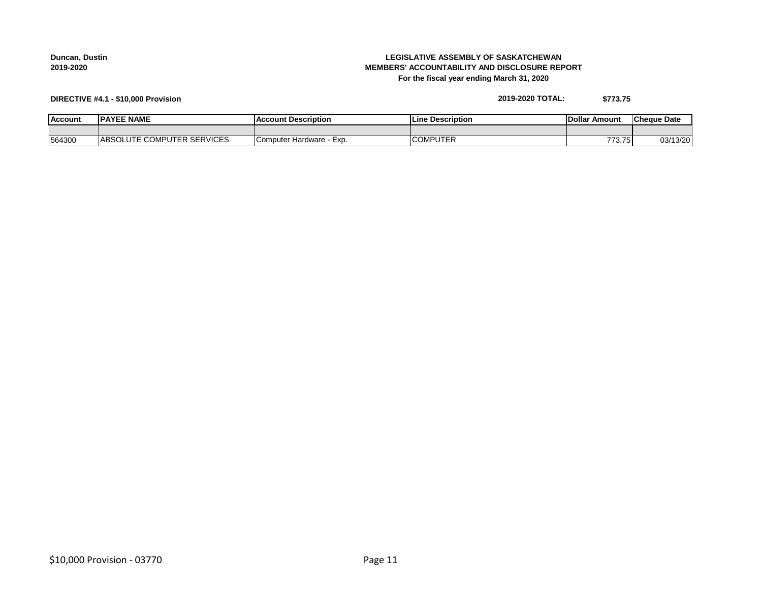**Duncan, Dustin**
**2019-2020**

**LEGISLATIVE ASSEMBLY OF SASKATCHEWAN**
**MEMBERS' ACCOUNTABILITY AND DISCLOSURE REPORT**
**For the fiscal year ending March 31, 2020**

**DIRECTIVE #4.1 - $10,000 Provision** **2019-2020 TOTAL: $773.75**

| Account | PAYEE NAME | Account Description | Line Description | Dollar Amount | Cheque Date |
|---|---|---|---|---|---|
| | | | | | |
| 564300 | ABSOLUTE COMPUTER SERVICES | Computer Hardware - Exp. | COMPUTER | 773.75 | 03/13/20 |

$10,000 Provision - 03770